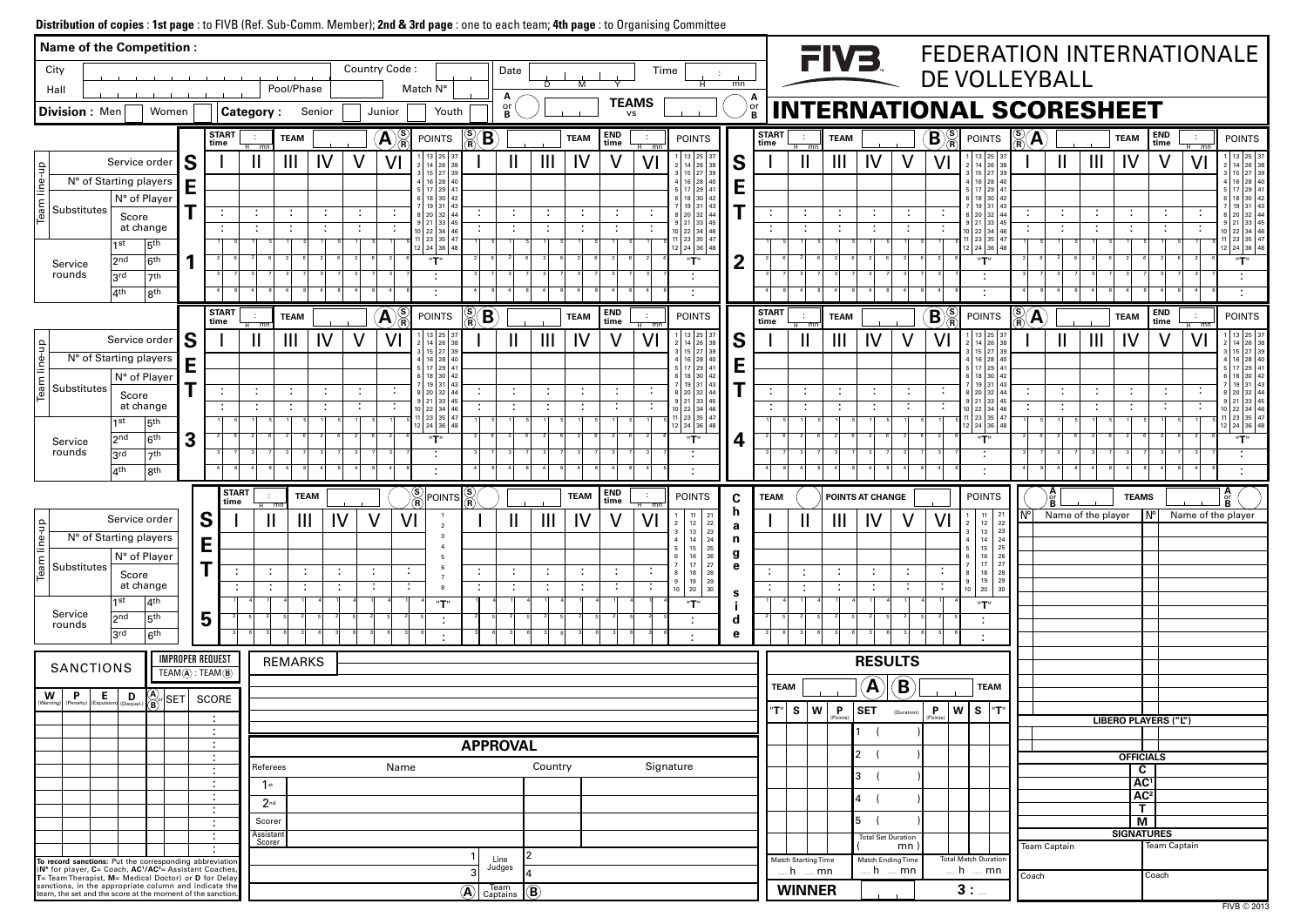**Distribution of copies** : **1st page** : to FIVB (Ref. Sub-Comm. Member); **2nd & 3rd page** : one to each team; **4th page** : to Organising Committee

# FIVB FEDERATION INTERNATIONALE DE VOLLEYBALL

# INTERNATIONAL SCORESHEET

**Name of the Competition :**

| City | | Country Code : | | Date | D M Y | Time | H : mn |
|---|---|---|---|---|---|---|---|
| Hall | | Pool/Phase | | Match N° | | | |

A or B — **TEAMS** vs — A or B

**Division :** Men ☐ Women ☐ **Category :** Senior ☐ Junior ☐ Youth ☐

## SET 1 / SET 2 / SET 3 / SET 4

For each set (1–4), for each team (A or B, S/R):

| | START time H : mn | TEAM | | END time H : mn | POINTS |
|---|---|---|---|---|---|
| Team line-up — Service order | I | II | III | IV | V | VI |
| N° of Starting players | | | | | | |
| Substitutes — N° of Player | | | | | | |
| Substitutes — Score at change | : | : | : | : | : | : |
| Service rounds | 1st / 5th | 2nd / 6th | 3rd / 7th | 4th / 8th | | |

POINTS: 1–48, "T" :

## SET 5

| | START time H : mn | TEAM | | END time H : mn | POINTS |
|---|---|---|---|---|---|
| Team line-up — Service order | I | II | III | IV | V | VI |
| N° of Starting players | | | | | | |
| Substitutes — N° of Player | | | | | | |
| Substitutes — Score at change | : | : | : | : | : | : |
| Service rounds | 1st / 4th | 2nd / 5th | 3rd / 6th | | | |

POINTS: 1–30, "T" :

**Change side** — TEAM — POINTS AT CHANGE — POINTS

## SANCTIONS

| W (Warning) | P (Penalty) | E (Expulsion) | D (Disqual.) | A or B | SET | SCORE |
|---|---|---|---|---|---|---|
| | | | | | | : |

**IMPROPER REQUEST** TEAM (A) : TEAM (B)

**To record sanctions:** Put the corresponding abbreviation (**N°** for player, **C**= Coach, **AC¹/AC²**= Assistant Coaches, **T**= Team Therapist, **M**= Medical Doctor) or **D** for Delay sanctions, in the appropriate column and indicate the team, the set and the score at the moment of the sanction.

## REMARKS

## APPROVAL

| Referees | Name | Country | Signature |
|---|---|---|---|
| 1st | | | |
| 2nd | | | |
| Scorer | | | |
| Assistant Scorer | | | |

Line Judges: 1, 2, 3, 4

Team Captains: (A) (B)

## RESULTS

| TEAM | | (A) | (B) | | TEAM |
|---|---|---|---|---|---|

| "T" | S | W | P (Points) | SET (Duration) | P (Points) | W | S | "T" |
|---|---|---|---|---|---|---|---|---|
| | | | | 1 ( ) | | | | |
| | | | | 2 ( ) | | | | |
| | | | | 3 ( ) | | | | |
| | | | | 4 ( ) | | | | |
| | | | | 5 ( ) | | | | |
| | | | | Total Set Duration ( mn ) | | | | |

| Match Starting Time | Match Ending Time | Total Match Duration |
|---|---|---|
| ___ h ___ mn | ___ h ___ mn | ___ h ___ mn |

**WINNER** ______ 3 : ___

## A or B TEAMS A or B

| N° | Name of the player | N° | Name of the player |
|---|---|---|---|

**LIBERO PLAYERS ("L")**

**OFFICIALS**

| | C | |
|---|---|---|
| | AC¹ | |
| | AC² | |
| | T | |
| | M | |

**SIGNATURES**

| Team Captain | Team Captain |
|---|---|
| Coach | Coach |

FIVB © 2013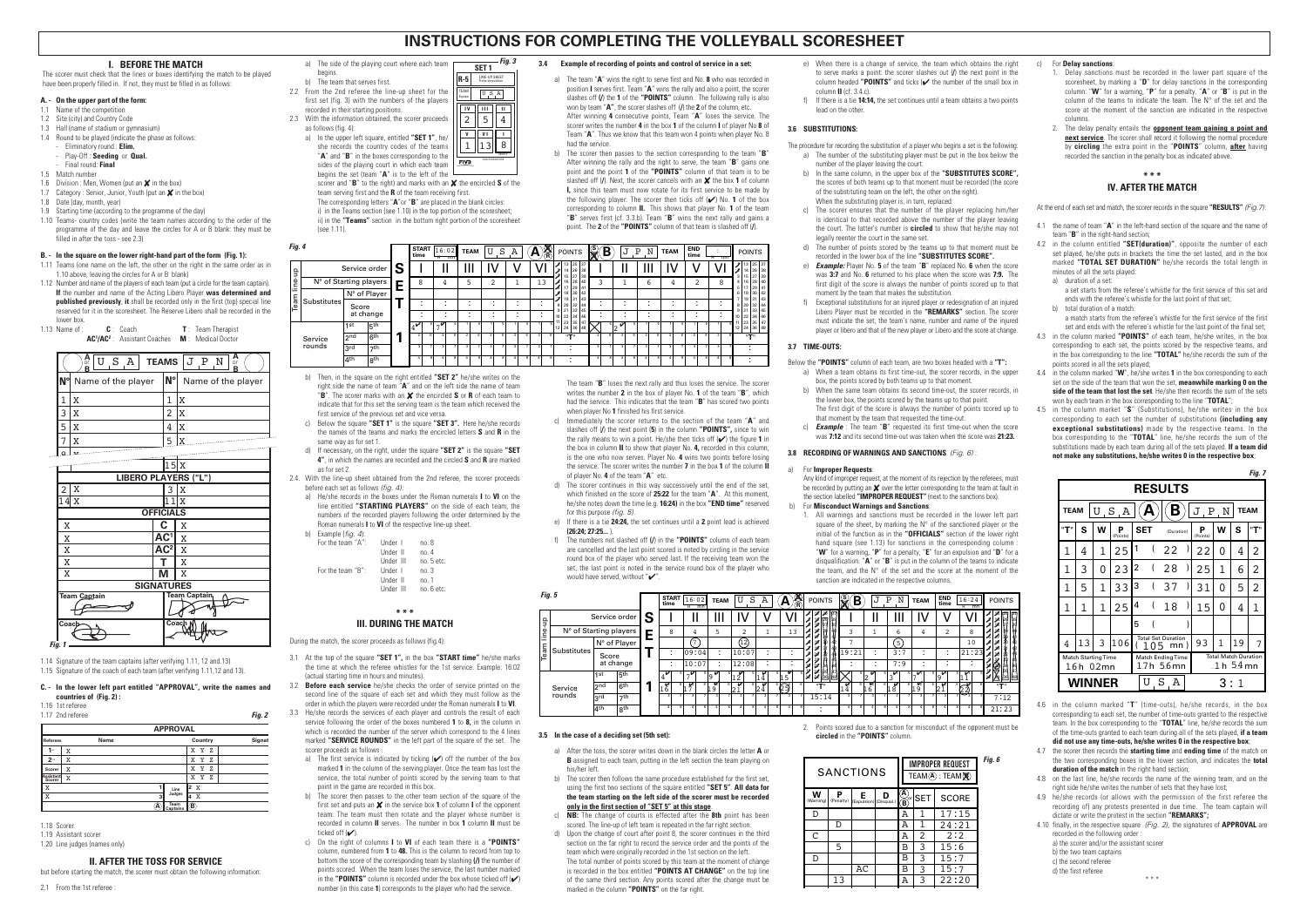# INSTRUCTIONS FOR COMPLETING THE VOLLEYBALL SCORESHEET

## I. BEFORE THE MATCH

The scorer must check that the lines or boxes identifying the match to be played have been properly filled in. If not, they must be filled in as follows:

### A. - On the upper part of the form:

1.1 Name of the competition
1.2 Site (city) and Country Code
1.3 Hall (name of stadium or gymnasium)
1.4 Round to be played (indicate the phase as follows:
- Eliminatory round : **Elim.**
- Play-Off : **Seeding** or **Qual.**
- Final round: **Final**

1.5 Match number
1.6 Division : Men, Women (put an ✗ in the box)
1.7 Category : Senior, Junior, Youth (put an ✗ in the box)
1.8 Date (day, month, year)
1.9 Starting time (according to the programme of the day)
1.10 Teams- country codes (write the team names according to the order of the programme of the day and leave the circles for A or B blank: they must be filled in after the toss - see 2.3)

### B. - In the square on the lower right-hand part of the form (Fig. 1):

1.11 Teams (one name on the left, the other on the right in the same order as in 1.10 above, leaving the circles for A or B blank)
1.12 Number and name of the players of each team (put a circle for the team captain). **If** the number and name of the Acting Libero Player **was determined and published previously**, **it** shall be recorded only in the first (top) special line reserved for it in the scoresheet. The Reserve Libero shall be recorded in the lower box.
1.13 Name of : **C** : Coach **T** : Team Therapist
**AC¹/AC²** : Assistant Coaches **M** : Medical Doctor

| A or B | U S A | TEAMS | J P N | A or B |
|---|---|---|---|---|
| **N°** | **Name of the player** | | **N°** | **Name of the player** |
| 1 | X | | 1 | X |
| 3 | X | | 2 | X |
| 5 | X | | 4 | X |
| 7 | X | | 5 | X |
| 9 | X | | | |
| | | | 15 | X |
| **LIBERO PLAYERS ("L")** | | | | |
| 2 | X | | 3 | X |
| 14 | X | | 11 | X |
| **OFFICIALS** | | | | |
| X | | **C** | X | |
| X | | **AC¹** | X | |
| X | | **AC²** | X | |
| X | | **T** | X | |
| X | | **M** | X | |
| **SIGNATURES** | | | | |
| Team Captain | | | Team Captain | |
| Coach | | | Coach | |

*Fig. 1*

1.14 Signature of the team captains (after verifying 1.11, 12 and 13)
1.15 Signature of the coach of each team (after verifying 1.11, 12 and 13).

### C. - In the lower left part entitled "APPROVAL", write the names and countries of (Fig. 2) :

1.16 1st referee
1.17 2nd referee

*Fig. 2*

| APPROVAL | | | |
|---|---|---|---|
| **Referees** | **Name** | **Country** | **Signat** |
| 1st | X | X Y Z | |
| 2nd | X | X Y Z | |
| Scorer | X | X Y Z | |
| Assistant Scorer | X | X Y Z | |
| X | 1 Line judges | 2 X | |
| X | 3 | 4 X | |
| | Ⓐ Team Captains Ⓑ | | |

1.18 Scorer
1.19 Assistant scorer
1.20 Line judges (names only)

## II. AFTER THE TOSS FOR SERVICE

but before starting the match, the scorer must obtain the following information:

2.1 From the 1st referee :

a) The side of the playing court where each team begins.
b) The team that serves first.

2.2 From the 2nd referee the line-up sheet for the first set (fig. 3) with the numbers of the players recorded in their starting positions.

2.3 With the information obtained, the scorer proceeds as follows (fig. 4):

a) In the upper left square, entitled **"SET 1"**, he/she records the country codes of the teams "**A**" and "**B**" in the boxes corresponding to the sides of the playing court in which each team begins the set (team "**A**" is to the left of the scorer and "**B**" to the right) and marks with an ✗ the encircled **S** of the team serving first and the **R** of the team receiving first.
The corresponding letters "**A**"or "**B**" are placed in the blank circles:
i) in the Teams section (see 1.10) in the top portion of the scoresheet;
ii) in the **"Teams"** section in the bottom right portion of the scoresheet (see 1.11).

*Fig. 3*

SET 1 — LINE-UP SHEET
R-5 Team: U S A

| IV | III | II |
|---|---|---|
| 2 | 5 | 4 |
| **V** | **VI** | **I** |
| 1 | 13 | 8 |

*Fig. 4*

| | START time 16:02 | TEAM U S A | Ⓐ S/R | POINTS | Ⓢ Ⓑ | J P N | TEAM | END time | POINTS |
|---|---|---|---|---|---|---|---|---|---|
| Service order | I, II, III, IV, V, VI | | | | I, II, III, IV, V, VI | | | | |
| N° of Starting players | 8, 4, 5, 2, 1, 13 | | | | 3, 1, 6, 4, 2, 8 | | | | |

b) Then, in the square on the right entitled **"SET 2"** he/she writes on the right side the name of team "**A**" and on the left side the name of team "**B**". The scorer marks with an ✗ the encircled **S** or **R** of each team to indicate that for this set the serving team is the team which received the first service of the previous set and vice versa.
c) Below the square **"SET 1"** is the square **"SET 3"**. Here he/she records the names of the teams and marks the encircled letters **S** and **R** in the same way as for set 1.
d) If necessary, on the right, under the square **"SET 2"** is the square **"SET 4"**, in which the names are recorded and the circled **S** and **R** are marked as for set 2.

2.4. With the line-up sheet obtained from the 2nd referee, the scorer proceeds before each set as follows *(fig. 4)*:

a) He/she records in the boxes under the Roman numerals **I** to **VI** on the line entitled **"STARTING PLAYERS"** on the side of each team, the numbers of the recorded players following the order determined by the Roman numerals **I** to **VI** of the respective line-up sheet.
b) Example *(fig. 4)*:

For the team "A": Under I no. 8; Under II no. 4; Under III no. 5 etc.
For the team "B": Under I no. 3; Under II no. 1; Under III no. 6 etc.

\* \* \*

## III. DURING THE MATCH

During the match, the scorer proceeds as follows (fig.4):

3.1 At the top of the square **"SET 1"**, in the box **"START time"** he/she marks the time at which the referee whistles for the 1st service. Example: 16:02 (actual starting time in hours and minutes).

3.2 **Before each service** he/she checks the order of service printed on the second line of the square of each set and which they must follow as the order in which the players were recorded under the Roman numerals **I** to **VI**.

3.3 He/she records the services of each player and controls the result of each service following the order of the boxes numbered **1** to **8,** in the column in which is recorded the number of the server which correspond to the 4 lines marked **"SERVICE ROUNDS"** in the left part of the square of the set. The scorer proceeds as follows :

a) The first service is indicated by ticking (✔) off the number of the box marked **1** in the column of the serving player. Once the team has lost the service, the total number of points scored by the serving team to that point in the game are recorded in this box.
b) The scorer then passes to the other section of the square of the first set and puts an ✗ in the service box **1** of column **I** of the opponent team. The team must then rotate and the player whose number is recorded in column **II** serves. The number in box **1** column **II** must be ticked off (✔).
c) On the right of columns **I** to **VI** of each team there is a **"POINTS"** column, numbered from **1** to **48.** This is the column to record from top to bottom the score of the corresponding team by slashing (/) the number of points scored. When the team loses the service, the last number marked in the **"POINTS"** column is recorded under the box whose ticked off (✔) number (in this case **1**) corresponds to the player who had the service.

### 3.4 Example of recording of points and control of service in a set:

a) The team "**A**" wins the right to serve first and No. **8** who was recorded in position **I** serves first. Team "**A**" wins the rally and also a point, the scorer slashes off (/) the **1** of the **"POINTS"** column. The following rally is also won by team "**A**", the scorer slashes off (/) the **2** of the column, etc.
After winning **4** consecutive points, Team "**A**" loses the service. The scorer writes the number **4** in the box **1** of the column **I** of player No **8** of Team "**A**". Thus we know that this team won 4 points when player No. **8** had the service.
b) The scorer then passes to the section corresponding to the team "**B**". After winning the rally and the right to serve, the team "**B**" gains one point and the point **1** of the **"POINTS"** column of that team is to be slashed off (/). Next, the scorer cancels with an ✗ the box **1** of column **I,** since this team must now rotate for its first service to be made by the following player. The scorer then ticks off (✔) No. **1** of the box corresponding to column **II.** This shows that player No. **1** of the team "**B**" serves first (cf. 3.3.b). Team "**B**" wins the next rally and gains a point. The **2** of the **"POINTS"** column of that team is slashed off (/).

The team "**B**" loses the next rally and thus loses the service. The scorer writes the number **2** in the box of player No. **1** of the team "**B**", which had the service. This indicates that the team "**B**" has scored two points when player No **1** finished his first service.

c) Immediately the scorer returns to the section of the team "**A**" and slashes off (/) the next point (**5**) in the column **"POINTS,"** since to win the rally means to win a point. He/she then ticks off (✔) the figure **1** in the box in column **II** to show that player No. **4,** recorded in this column, is the one who now serves. Player No. **4** wins two points before losing the service. The scorer writes the number **7** in the box **1** of the column **II** of player No. **4** of the team "**A**" etc.
d) The scorer continues in this way successively until the end of the set, which finished on the score of **25:22** for the team "**A**". At this moment, he/she notes down the time (e.g. **16:24**) in the box **"END time"** reserved for this purpose *(fig. 5)*.
e) If there is a tie **24:24,** the set continues until a **2** point lead is achieved **(26:24; 27:25....)**.
f) The numbers not slashed off (/) in the **"POINTS"** column of each team are cancelled and the last point scored is noted by circling in the service round box of the player who served last. If the receiving team won the set, the last point is noted in the service round box of the player who would have served, without "✔".

*Fig. 5*

| | START time 16:02 | TEAM U S A | Ⓐ | POINTS | Ⓢ Ⓑ | J P N | TEAM | END time 16:24 | POINTS |
|---|---|---|---|---|---|---|---|---|---|
| Service order | I, II, III, IV, V, VI | | | | I, II, III, IV, V, VI | | | | |
| N° of Starting players | 8, 4, (7), 5, 2 (12), 1, 13 | | | | 3, 1, 6 (5), 4, 2, 8 | | | | |
| Score at change | 09:04, 10:07 / 10:07, 12:08 | | | | 19:21, 3:7 / 7:9, 21:23 | | | | |
| Service rounds | 4, 7, 9, 12, 14, 15 / 16, 17, 19, 24, (25) | | | | 2, 8, 11 / 14, 16, 18, 19, 21, (22) | | | | |
| "T" | 15:14 | | | | 7:12 / 21:23 | | | | |

### 3.5 In the case of a deciding set (5th set):

a) After the toss, the scorer writes down in the blank circles the letter **A** or **B** assigned to each team, putting in the left section the team playing on his/her left.
b) The scorer then follows the same procedure established for the first set, using the first two sections of the square entitled **"SET 5"**. **All data for the team starting on the left side of the scorer must be recorded only in the first section of "SET 5" at this stage**.
c) **NB:** The change of courts is effected after the **8th** point has been scored. The line-up of left team is repeated in the far right section.
d) Upon the change of court after point 8, the scorer continues in the third section on the far right to record the service order and the points of the team which were originally recorded in the 1st section on the left.
The total number of points scored by this team at the moment of change is recorded in the box entitled **"POINTS AT CHANGE"** on the top line of the same third section. Any points scored after the change must be marked in the column **"POINTS"** on the far right.

e) When there is a change of service, the team which obtains the right to serve marks a point: the scorer slashes out (/) the next point in the column headed **"POINTS"** and ticks (✔ the number of the small box in column **II** (cf: 3.4 c).
f) If there is a tie **14:14,** the set continues until a team obtains a two points lead on the other.

### 3.6 SUBSTITUTIONS:

The procedure for recording the substitution of a player who begins a set is the following:

a) The number of the substituting player must be put in the box below the number of the player leaving the court.
b) In the same column, in the upper box of the **"SUBSTITUTES SCORE",** the scores of both teams up to that moment must be recorded (the score of the substituting team on the left, the other on the right).
When the substituting player is, in turn, replaced:
c) The scorer ensures that the number of the player replacing him/her is identical to that recorded above the number of the player leaving the court. The latter's number is **circled** to show that he/she may not legally reenter the court in the same set.
d) The number of points scored by the teams up to that moment must be recorded in the lower box of the line **"SUBSTITUTES SCORE".**
e) ***Example:*** Player No. **5** of the team "**B**" replaced No. **6** when the score was **3:7** and No. **6** returned to his place when the score was **7:9.** The first digit of the score is always the number of points scored up to that moment by the team that makes the substitution.
f) Exceptional substitutions for an injured player or redesignation of an injured Libero Player must be recorded in the **"REMARKS"** section. The scorer must indicate the set, the team's name, number and name of the injured player or libero and that of the new player or Libero and the score at change.

### 3.7 TIME-OUTS:

Below the **"POINTS"** column of each team, are two boxes headed with a **"T":**

a) When a team obtains its first time-out, the scorer records, in the upper box, the points scored by both teams up to that moment.
b) When the same team obtains its second time-out, the scorer records, in the lower box, the points scored by the teams up to that point.
The first digit of the score is always the number of points scored up to that moment by the team that requested the time-out.
c) ***Example*** : The team "**B**" requested its first time-out when the score was **7:12** and its second time-out was taken when the score was **21:23.**

### 3.8 RECORDING OF WARNINGS AND SANCTIONS *(FIG. 6)* :

a) For **Improper Requests**:
Any kind of improper request, at the moment of its rejection by the referees, must be recorded by putting an ✗ over the letter corresponding to the team at fault in the section labelled **"IMPROPER REQUEST"** (next to the sanctions box).
b) For **Misconduct Warnings and Sanctions**:
1. All warnings and sanctions must be recorded in the lower left part square of the sheet, by marking the N° of the sanctioned player or the initial of the function as in the **"OFFICIALS"** section of the lower right hand square (see 1.13) for sanctions in the corresponding column : "**W**" for a warning, "**P**" for a penalty, "**E**" for an expulsion and "**D**" for a disqualification. "**A**" or "**B**" is put in the column of the teams to indicate the team, and the N° of the set and the score at the moment of the sanction are indicated in the respective columns.
2. Points scored due to a sanction for misconduct of the opponent must be **circled** in the **"POINTS"** column.

*Fig. 6*

IMPROPER REQUEST — TEAM Ⓐ : TEAM Ⓑ

| SANCTIONS | | | | | | |
|---|---|---|---|---|---|---|
| **W** (Warning) | **P** (Penalty) | **E** (Expulsion) | **D** (Disqual.) | **A/B** | **SET** | **SCORE** |
| D | | | | A | 1 | 17:15 |
| | D | | | A | 1 | 24:21 |
| C | | | | A | 2 | 2:2 |
| | 5 | | | B | 3 | 15:6 |
| D | | | | B | 3 | 15:7 |
| | | AC | | B | 3 | 15:7 |
| | 13 | | | A | 3 | 22:20 |

c) For **Delay sanctions**:
1. Delay sanctions must be recorded in the lower part square of the scoresheet, by marking a "**D**" for delay sanctions in the corresponding column: "**W**" for a warning, "**P**" for a penalty. "**A**" or "**B**" is put in the column of the teams to indicate the team. The N° of the set and the score at the moment of the sanction are indicated in the respective columns.
2. The delay penalty entails the **opponent team gaining a point and next service**. The scorer shall record it following the normal procedure by **circling** the extra point in the **"POINTS"** column, **after** having recorded the sanction in the penalty box as indicated above.

\* \* \*

## IV. AFTER THE MATCH

At the end of each set and match, the scorer records in the square **"RESULTS"** *(Fig.7)*:

4.1 the name of team "**A**" in the left-hand section of the square and the name of team "**B**" in the right-hand section;
4.2 in the column entitled **"SET(duration)"**, opposite the number of each set played, he/she puts in brackets the time the set lasted, and in the box marked **"TOTAL SET DURATION"** he/she records the total length in minutes of all the sets played:
a) duration of a set:
a set starts from the referee's whistle for the first service of this set and ends with the referee's whistle for the last point of that set;
b) total duration of a match:
a match starts from the referee's whistle for the first service of the first set and ends with the referee's whistle for the last point of the final set;
4.3 in the column marked **"POINTS"** of each team, he/she writes, in the box corresponding to each set, the points scored by the respective teams, and in the box corresponding to the line **"TOTAL"** he/she records the sum of the points scored in all the sets played;
4.4 in the column marked "**W**", he/she writes **1** in the box corresponding to each set on the side of the team that won the set, **meanwhile marking 0 on the side of the team that lost the set**. He/she then records the sum of the sets won by each team in the box on the line **"TOTAL"**;
4.5 in the column marked "**S**" (Substitutions), he/she writes in the box corresponding to each set the number of substitutions **(including any exceptional substitutions)** made by the respective teams. In the box corresponding to the **"TOTAL"** line, he/she records the sum of the substitutions made by each team during all of the sets played. **If a team did not make any substitutions, he/she writes 0 in the respective box**;

*Fig. 7*

| RESULTS | | | | | | | | | |
|---|---|---|---|---|---|---|---|---|---|
| TEAM | U S A | | | Ⓐ Ⓑ | J P N | | | | TEAM |
| **"T"** | **S** | **W** | **P** (Points) | **SET** (Duration) | **P** (Points) | **W** | **S** | **"T"** | |
| 1 | 4 | 1 | 25 | 1 ( 22 ) | 22 | 0 | 4 | 2 | |
| 1 | 3 | 0 | 23 | 2 ( 28 ) | 25 | 1 | 6 | 2 | |
| 1 | 5 | 1 | 33 | 3 ( 37 ) | 31 | 0 | 5 | 2 | |
| 1 | 1 | 1 | 25 | 4 ( 18 ) | 15 | 0 | 4 | 1 | |
| | | | | 5 ( ) | | | | | |
| 4 | 13 | 3 | 106 | Total Set Duration ( 105 mn ) | 93 | 1 | 19 | 7 | |
| Match Starting Time 16h 02mn | | | | Match Ending Time 17h 56mn | | Total Match Duration 1h 54mn | | | |
| **WINNER** | | | | U S A | | 3 : 1 | | | |

4.6 in the column marked "**T**" (time-outs), he/she records, in the box corresponding to each set, the number of time-outs granted to the respective team. In the box corresponding to the "**TOTAL**" line, he/she records the sum of the time-outs granted to each team during all of the sets played, **if a team did not use any time-outs, he/she writes 0 in the respective box**;
4.7 the scorer then records the **starting time** and **ending time** of the match on the two corresponding boxes in the lower section, and indicates the **total duration of the match** in the right hand section;
4.8 on the last line, he/she records the name of the winning team, and on the right side he/she writes the number of sets that they have lost;
4.9 he/she records (or allows with the permission of the first referee the recording of) any protests presented in due time. The team captain will dictate or write the protest in the section **"REMARKS"**;
4.10 finally, in the respective square *(Fig. 2)*, the signatures of **APPROVAL** are recorded in the following order :
a) the scorer and/or the assistant scorer
b) the two team captains
c) the second referee
d) the first referee

\* \* \*